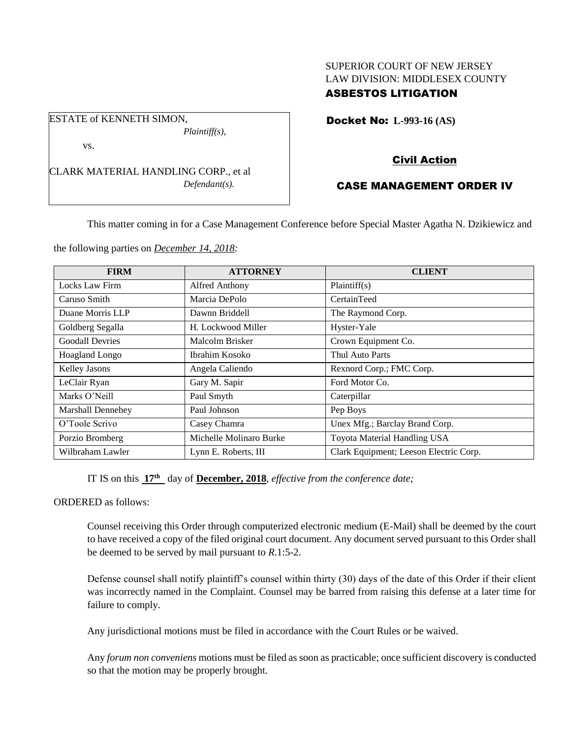SUPERIOR COURT OF NEW JERSEY
LAW DIVISION: MIDDLESEX COUNTY
**ASBESTOS LITIGATION**

ESTATE of KENNETH SIMON,
*Plaintiff(s),*

vs.

CLARK MATERIAL HANDLING CORP., et al
*Defendant(s).*

**Docket No: L-993-16 (AS)**

## Civil Action

## CASE MANAGEMENT ORDER IV

This matter coming in for a Case Management Conference before Special Master Agatha N. Dzikiewicz and the following parties on *December 14, 2018:*

| FIRM | ATTORNEY | CLIENT |
|---|---|---|
| Locks Law Firm | Alfred Anthony | Plaintiff(s) |
| Caruso Smith | Marcia DePolo | CertainTeed |
| Duane Morris LLP | Dawnn Briddell | The Raymond Corp. |
| Goldberg Segalla | H. Lockwood Miller | Hyster-Yale |
| Goodall Devries | Malcolm Brisker | Crown Equipment Co. |
| Hoagland Longo | Ibrahim Kosoko | Thul Auto Parts |
| Kelley Jasons | Angela Caliendo | Rexnord Corp.; FMC Corp. |
| LeClair Ryan | Gary M. Sapir | Ford Motor Co. |
| Marks O'Neill | Paul Smyth | Caterpillar |
| Marshall Dennehey | Paul Johnson | Pep Boys |
| O'Toole Scrivo | Casey Chamra | Unex Mfg.; Barclay Brand Corp. |
| Porzio Bromberg | Michelle Molinaro Burke | Toyota Material Handling USA |
| Wilbraham Lawler | Lynn E. Roberts, III | Clark Equipment; Leeson Electric Corp. |

IT IS on this **17th** day of **December, 2018**, *effective from the conference date;*

ORDERED as follows:

Counsel receiving this Order through computerized electronic medium (E-Mail) shall be deemed by the court to have received a copy of the filed original court document. Any document served pursuant to this Order shall be deemed to be served by mail pursuant to *R*.1:5-2.

Defense counsel shall notify plaintiff's counsel within thirty (30) days of the date of this Order if their client was incorrectly named in the Complaint. Counsel may be barred from raising this defense at a later time for failure to comply.

Any jurisdictional motions must be filed in accordance with the Court Rules or be waived.

Any *forum non conveniens* motions must be filed as soon as practicable; once sufficient discovery is conducted so that the motion may be properly brought.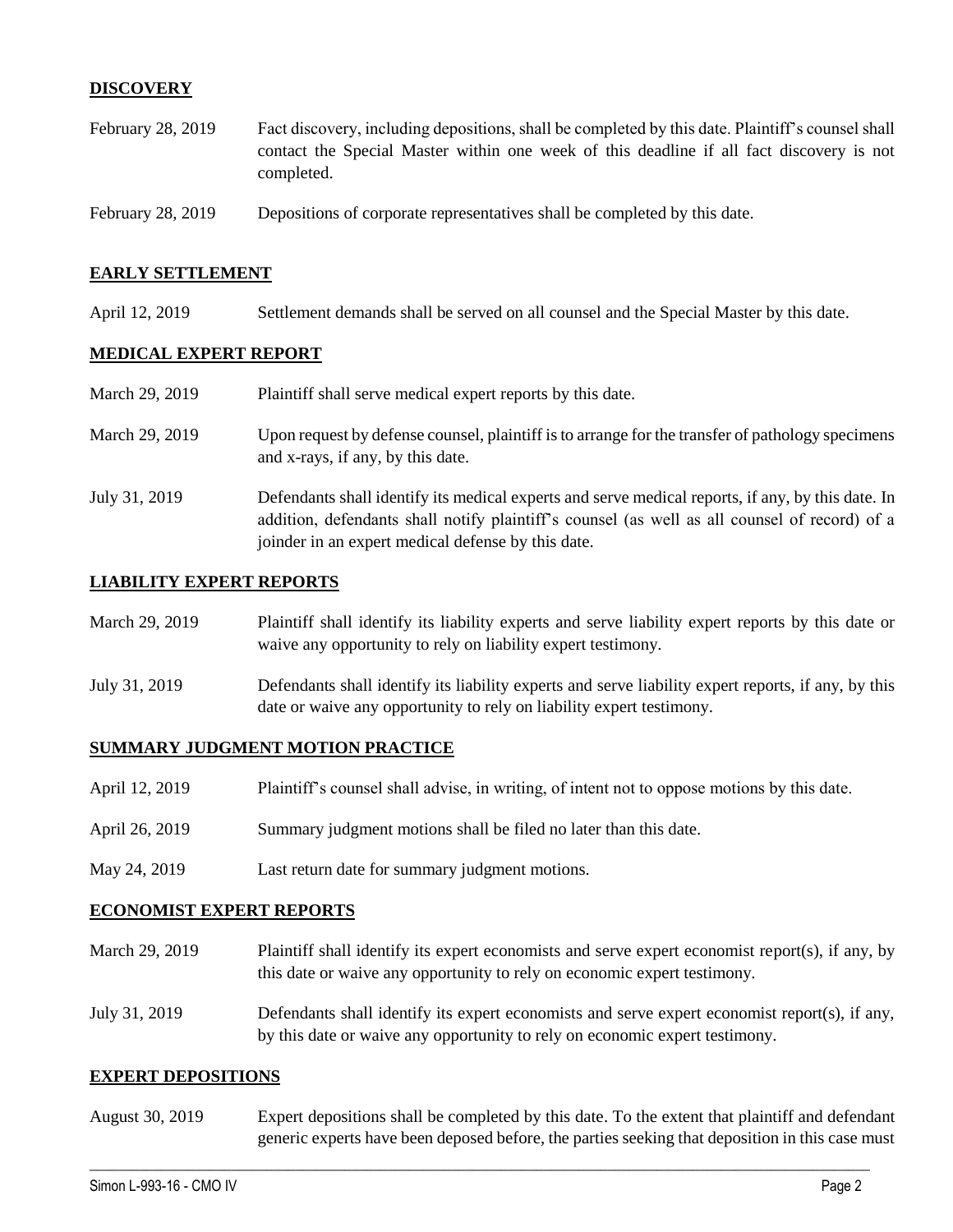## DISCOVERY

| | |
|---|---|
| February 28, 2019 | Fact discovery, including depositions, shall be completed by this date. Plaintiff's counsel shall contact the Special Master within one week of this deadline if all fact discovery is not completed. |
| February 28, 2019 | Depositions of corporate representatives shall be completed by this date. |

## EARLY SETTLEMENT

| | |
|---|---|
| April 12, 2019 | Settlement demands shall be served on all counsel and the Special Master by this date. |

## MEDICAL EXPERT REPORT

| | |
|---|---|
| March 29, 2019 | Plaintiff shall serve medical expert reports by this date. |
| March 29, 2019 | Upon request by defense counsel, plaintiff is to arrange for the transfer of pathology specimens and x-rays, if any, by this date. |
| July 31, 2019 | Defendants shall identify its medical experts and serve medical reports, if any, by this date. In addition, defendants shall notify plaintiff's counsel (as well as all counsel of record) of a joinder in an expert medical defense by this date. |

## LIABILITY EXPERT REPORTS

| | |
|---|---|
| March 29, 2019 | Plaintiff shall identify its liability experts and serve liability expert reports by this date or waive any opportunity to rely on liability expert testimony. |
| July 31, 2019 | Defendants shall identify its liability experts and serve liability expert reports, if any, by this date or waive any opportunity to rely on liability expert testimony. |

## SUMMARY JUDGMENT MOTION PRACTICE

| | |
|---|---|
| April 12, 2019 | Plaintiff's counsel shall advise, in writing, of intent not to oppose motions by this date. |
| April 26, 2019 | Summary judgment motions shall be filed no later than this date. |
| May 24, 2019 | Last return date for summary judgment motions. |

## ECONOMIST EXPERT REPORTS

| | |
|---|---|
| March 29, 2019 | Plaintiff shall identify its expert economists and serve expert economist report(s), if any, by this date or waive any opportunity to rely on economic expert testimony. |
| July 31, 2019 | Defendants shall identify its expert economists and serve expert economist report(s), if any, by this date or waive any opportunity to rely on economic expert testimony. |

## EXPERT DEPOSITIONS

| | |
|---|---|
| August 30, 2019 | Expert depositions shall be completed by this date. To the extent that plaintiff and defendant generic experts have been deposed before, the parties seeking that deposition in this case must |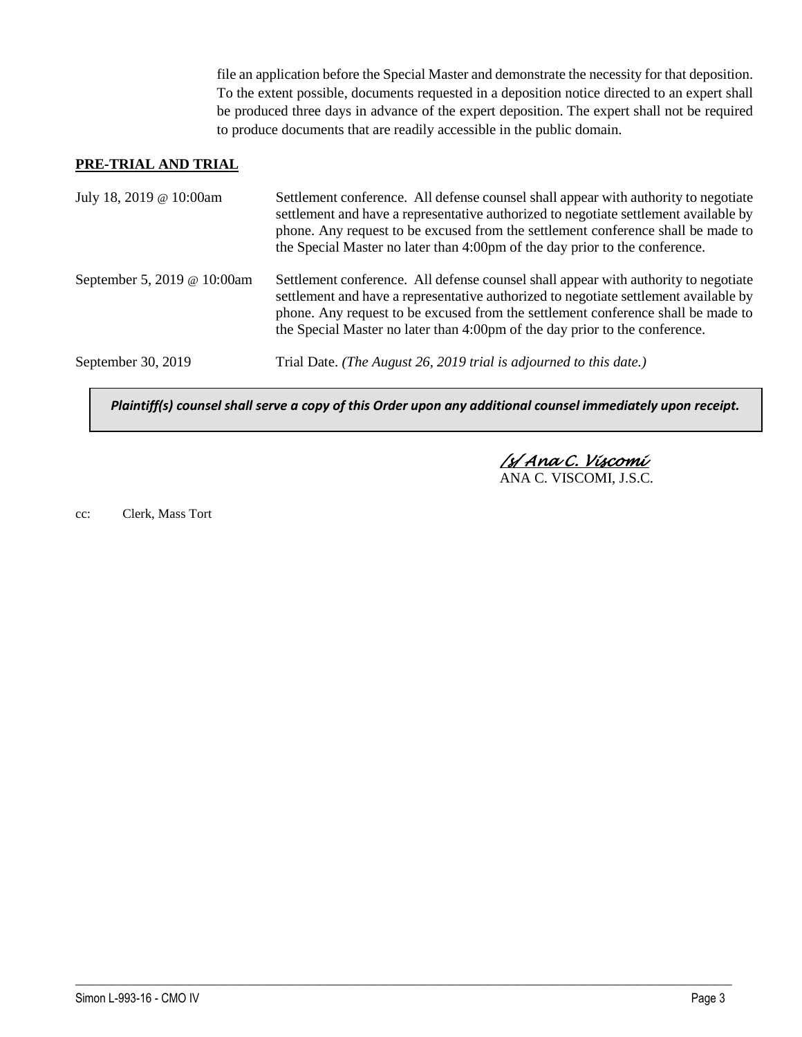file an application before the Special Master and demonstrate the necessity for that deposition. To the extent possible, documents requested in a deposition notice directed to an expert shall be produced three days in advance of the expert deposition. The expert shall not be required to produce documents that are readily accessible in the public domain.

**PRE-TRIAL AND TRIAL**

| | |
|---|---|
| July 18, 2019 @ 10:00am | Settlement conference. All defense counsel shall appear with authority to negotiate settlement and have a representative authorized to negotiate settlement available by phone. Any request to be excused from the settlement conference shall be made to the Special Master no later than 4:00pm of the day prior to the conference. |
| September 5, 2019 @ 10:00am | Settlement conference. All defense counsel shall appear with authority to negotiate settlement and have a representative authorized to negotiate settlement available by phone. Any request to be excused from the settlement conference shall be made to the Special Master no later than 4:00pm of the day prior to the conference. |
| September 30, 2019 | Trial Date. *(The August 26, 2019 trial is adjourned to this date.)* |

***Plaintiff(s) counsel shall serve a copy of this Order upon any additional counsel immediately upon receipt.***

*/s/ Ana C. Viscomi*
ANA C. VISCOMI, J.S.C.

cc: Clerk, Mass Tort